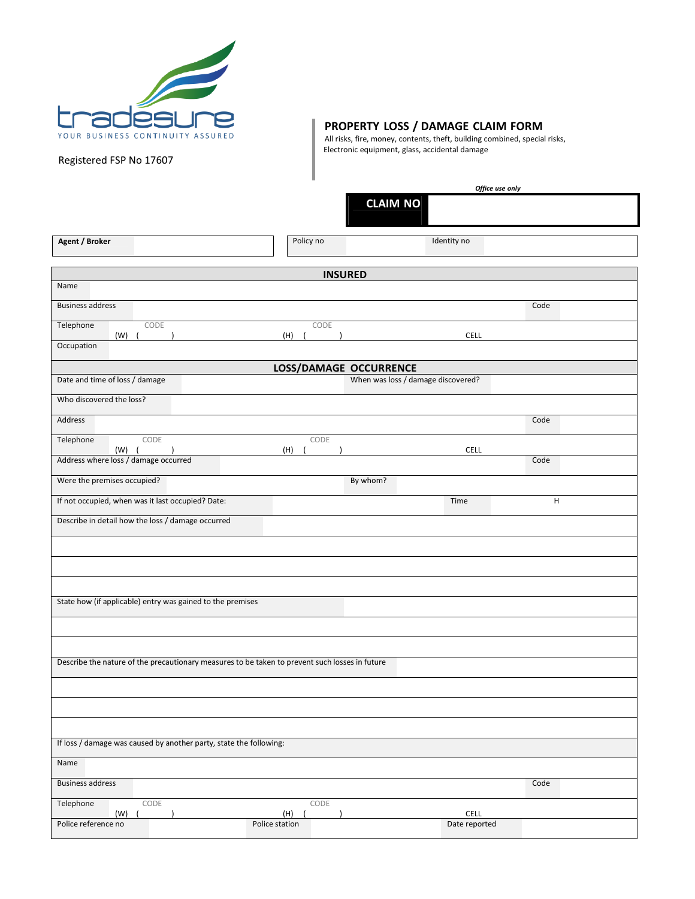tradesure

YOUR BUSINESS CONTINUITY ASSURED

Registered FSP No 17607

# PROPERTY LOSS / DAMAGE CLAIM FORM

All risks, fire, money, contents, theft, building combined, special risks, Electronic equipment, glass, accidental damage

*Office use only*

| **CLAIM NO** | |
|---|---|

| **Agent / Broker** | | Policy no | | Identity no | |
|---|---|---|---|---|---|

| **INSURED** | | | | | |
|---|---|---|---|---|---|
| Name | | | | | |
| Business address | | | | Code | |
| Telephone | CODE (W) ( ) | CODE (H) ( ) | CELL | | |
| Occupation | | | | | |
| **LOSS/DAMAGE OCCURRENCE** | | | | | |
| Date and time of loss / damage | | When was loss / damage discovered? | | | |
| Who discovered the loss? | | | | | |
| Address | | | | Code | |
| Telephone | CODE (W) ( ) | CODE (H) ( ) | CELL | | |
| Address where loss / damage occurred | | | | Code | |
| Were the premises occupied? | | By whom? | | | |
| If not occupied, when was it last occupied? Date: | | | Time | | H |
| Describe in detail how the loss / damage occurred | | | | | |
| | | | | | |
| | | | | | |
| | | | | | |
| State how (if applicable) entry was gained to the premises | | | | | |
| | | | | | |
| | | | | | |
| Describe the nature of the precautionary measures to be taken to prevent such losses in future | | | | | |
| | | | | | |
| | | | | | |
| | | | | | |
| If loss / damage was caused by another party, state the following: | | | | | |
| Name | | | | | |
| Business address | | | | Code | |
| Telephone | CODE (W) ( ) | CODE (H) ( ) | CELL | | |
| Police reference no | | Police station | | Date reported | |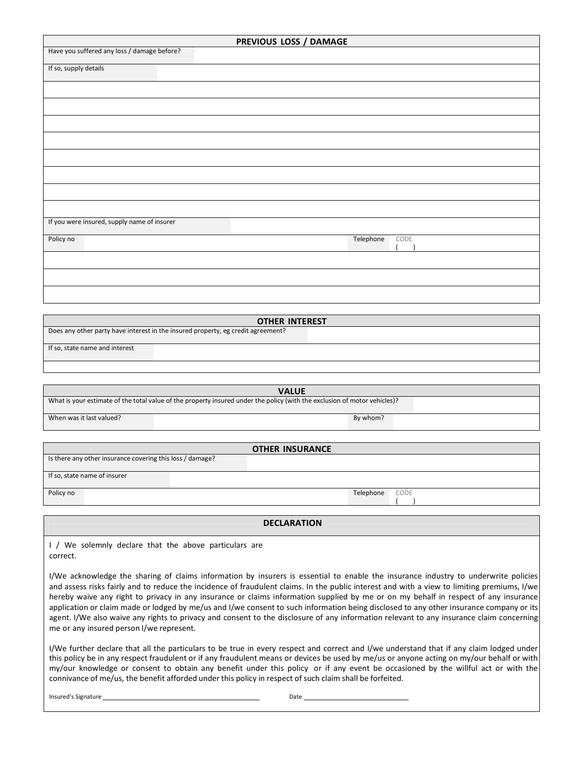## PREVIOUS LOSS / DAMAGE

| Have you suffered any loss / damage before? | |
|---|---|
| If so, supply details | |
| | |
| | |
| | |
| | |
| | |
| | |
| | |
| | |
| If you were insured, supply name of insurer | |
| Policy no | Telephone CODE ( ) |
| | |
| | |
| | |

## OTHER INTEREST

| Does any other party have interest in the insured property, eg credit agreement? | |
|---|---|
| If so, state name and interest | |
| | |

## VALUE

| What is your estimate of the total value of the property insured under the policy (with the exclusion of motor vehicles)? | |
|---|---|
| When was it last valued? | By whom? |

## OTHER INSURANCE

| Is there any other insurance covering this loss / damage? | |
|---|---|
| If so, state name of insurer | |
| Policy no | Telephone CODE ( ) |

## DECLARATION

I / We solemnly declare that the above particulars are correct.

I/We acknowledge the sharing of claims information by insurers is essential to enable the insurance industry to underwrite policies and assess risks fairly and to reduce the incidence of fraudulent claims. In the public interest and with a view to limiting premiums, I/we hereby waive any right to privacy in any insurance or claims information supplied by me or on my behalf in respect of any insurance application or claim made or lodged by me/us and I/we consent to such information being disclosed to any other insurance company or its agent. I/We also waive any rights to privacy and consent to the disclosure of any information relevant to any insurance claim concerning me or any insured person I/we represent.

I/We further declare that all the particulars to be true in every respect and correct and I/we understand that if any claim lodged under this policy be in any respect fraudulent or if any fraudulent means or devices be used by me/us or anyone acting on my/our behalf or with my/our knowledge or consent to obtain any benefit under this policy or if any event be occasioned by the willful act or with the connivance of me/us, the benefit afforded under this policy in respect of such claim shall be forfeited.

Insured's Signature ______________________________ Date ____________________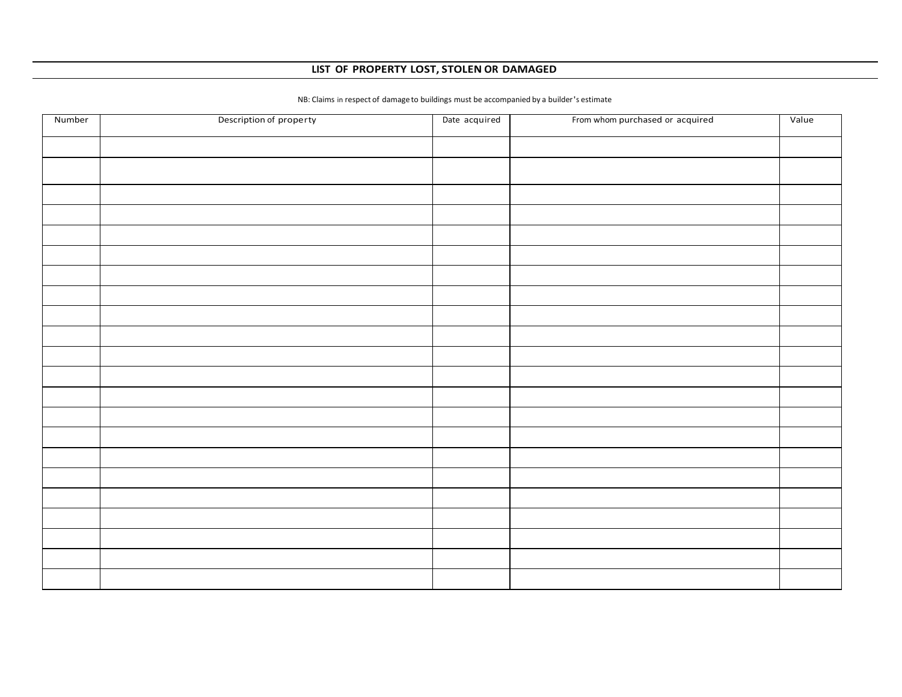## LIST OF PROPERTY LOST, STOLEN OR DAMAGED

NB: Claims in respect of damage to buildings must be accompanied by a builder's estimate

| Number | Description of property | Date acquired | From whom purchased or acquired | Value |
|---|---|---|---|---|
| | | | | |
| | | | | |
| | | | | |
| | | | | |
| | | | | |
| | | | | |
| | | | | |
| | | | | |
| | | | | |
| | | | | |
| | | | | |
| | | | | |
| | | | | |
| | | | | |
| | | | | |
| | | | | |
| | | | | |
| | | | | |
| | | | | |
| | | | | |
| | | | | |
| | | | | |